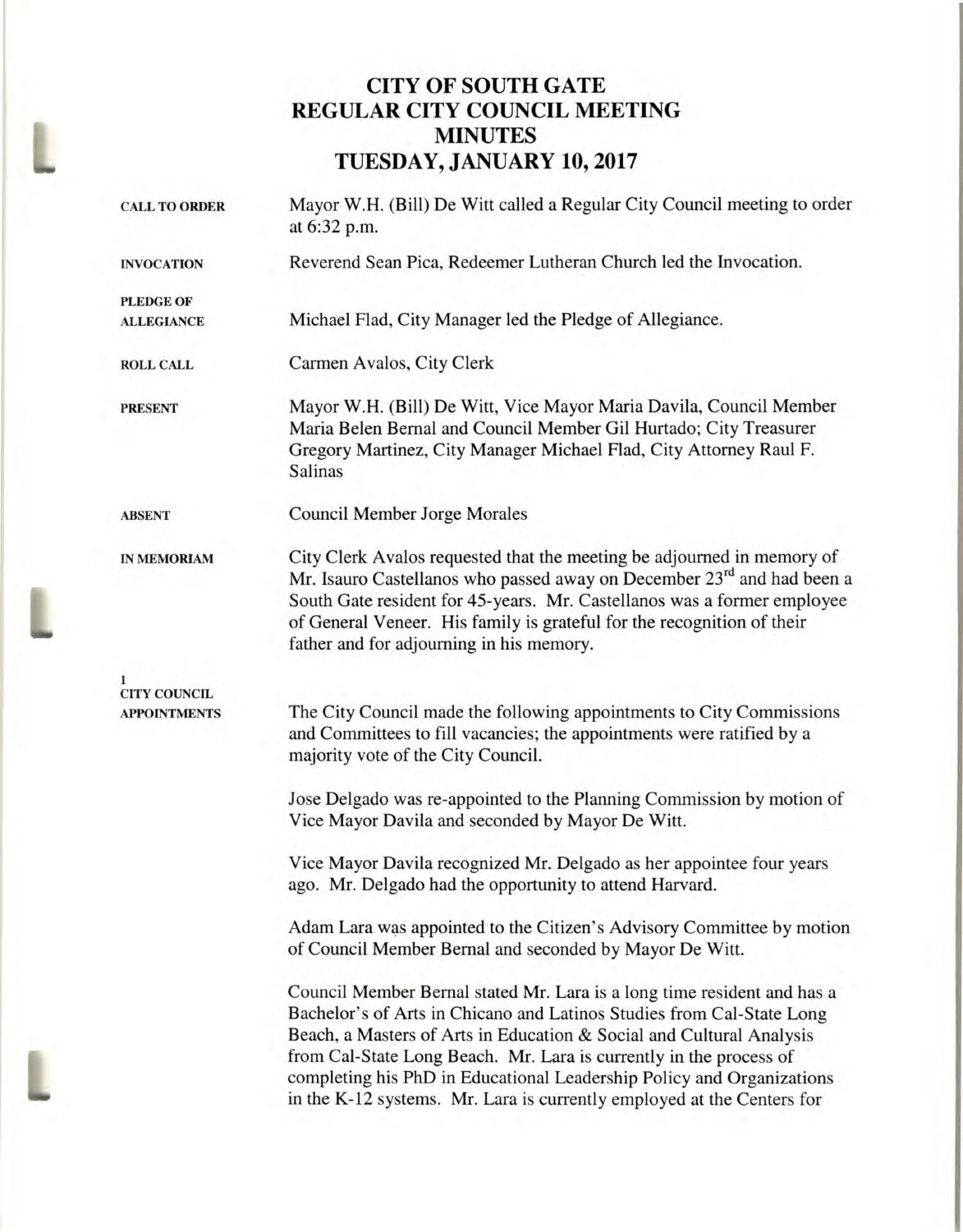# CITY OF SOUTH GATE
# REGULAR CITY COUNCIL MEETING
# MINUTES
# TUESDAY, JANUARY 10, 2017

**CALL TO ORDER**

Mayor W.H. (Bill) De Witt called a Regular City Council meeting to order at 6:32 p.m.

**INVOCATION**

Reverend Sean Pica, Redeemer Lutheran Church led the Invocation.

**PLEDGE OF ALLEGIANCE**

Michael Flad, City Manager led the Pledge of Allegiance.

**ROLL CALL**

Carmen Avalos, City Clerk

**PRESENT**

Mayor W.H. (Bill) De Witt, Vice Mayor Maria Davila, Council Member Maria Belen Bernal and Council Member Gil Hurtado; City Treasurer Gregory Martinez, City Manager Michael Flad, City Attorney Raul F. Salinas

**ABSENT**

Council Member Jorge Morales

**IN MEMORIAM**

City Clerk Avalos requested that the meeting be adjourned in memory of Mr. Isauro Castellanos who passed away on December 23rd and had been a South Gate resident for 45-years. Mr. Castellanos was a former employee of General Veneer. His family is grateful for the recognition of their father and for adjourning in his memory.

**1**
**CITY COUNCIL APPOINTMENTS**

The City Council made the following appointments to City Commissions and Committees to fill vacancies; the appointments were ratified by a majority vote of the City Council.

Jose Delgado was re-appointed to the Planning Commission by motion of Vice Mayor Davila and seconded by Mayor De Witt.

Vice Mayor Davila recognized Mr. Delgado as her appointee four years ago. Mr. Delgado had the opportunity to attend Harvard.

Adam Lara was appointed to the Citizen's Advisory Committee by motion of Council Member Bernal and seconded by Mayor De Witt.

Council Member Bernal stated Mr. Lara is a long time resident and has a Bachelor's of Arts in Chicano and Latinos Studies from Cal-State Long Beach, a Masters of Arts in Education & Social and Cultural Analysis from Cal-State Long Beach. Mr. Lara is currently in the process of completing his PhD in Educational Leadership Policy and Organizations in the K-12 systems. Mr. Lara is currently employed at the Centers for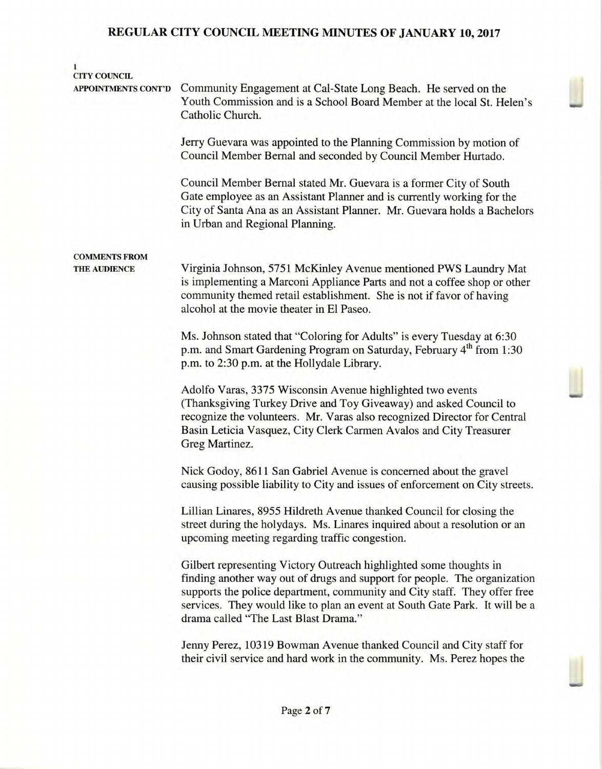**1**
**CITY COUNCIL APPOINTMENTS CONT'D**

Community Engagement at Cal-State Long Beach. He served on the Youth Commission and is a School Board Member at the local St. Helen's Catholic Church.

Jerry Guevara was appointed to the Planning Commission by motion of Council Member Bernal and seconded by Council Member Hurtado.

Council Member Bernal stated Mr. Guevara is a former City of South Gate employee as an Assistant Planner and is currently working for the City of Santa Ana as an Assistant Planner. Mr. Guevara holds a Bachelors in Urban and Regional Planning.

**COMMENTS FROM THE AUDIENCE**

Virginia Johnson, 5751 McKinley Avenue mentioned PWS Laundry Mat is implementing a Marconi Appliance Parts and not a coffee shop or other community themed retail establishment. She is not if favor of having alcohol at the movie theater in El Paseo.

Ms. Johnson stated that "Coloring for Adults" is every Tuesday at 6:30 p.m. and Smart Gardening Program on Saturday, February 4th from 1:30 p.m. to 2:30 p.m. at the Hollydale Library.

Adolfo Varas, 3375 Wisconsin Avenue highlighted two events (Thanksgiving Turkey Drive and Toy Giveaway) and asked Council to recognize the volunteers. Mr. Varas also recognized Director for Central Basin Leticia Vasquez, City Clerk Carmen Avalos and City Treasurer Greg Martinez.

Nick Godoy, 8611 San Gabriel Avenue is concerned about the gravel causing possible liability to City and issues of enforcement on City streets.

Lillian Linares, 8955 Hildreth Avenue thanked Council for closing the street during the holydays. Ms. Linares inquired about a resolution or an upcoming meeting regarding traffic congestion.

Gilbert representing Victory Outreach highlighted some thoughts in finding another way out of drugs and support for people. The organization supports the police department, community and City staff. They offer free services. They would like to plan an event at South Gate Park. It will be a drama called "The Last Blast Drama."

Jenny Perez, 10319 Bowman Avenue thanked Council and City staff for their civil service and hard work in the community. Ms. Perez hopes the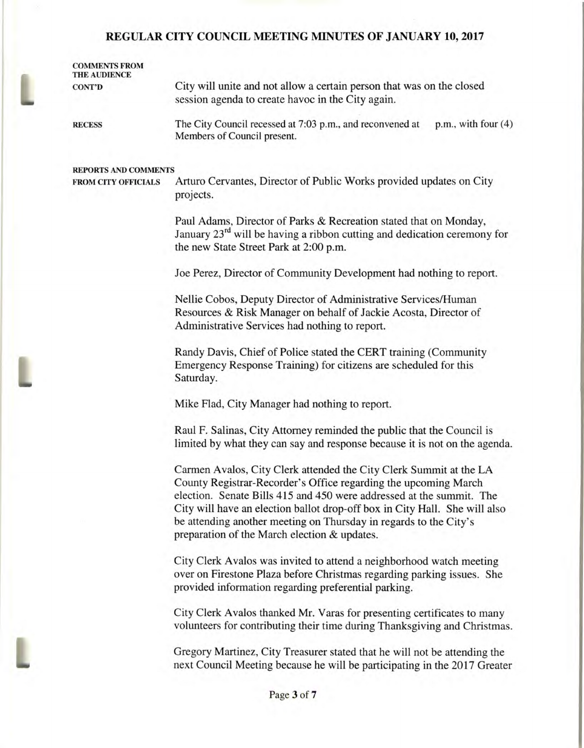## REGULAR CITY COUNCIL MEETING MINUTES OF JANUARY 10, 2017

**COMMENTS FROM THE AUDIENCE CONT'D**

City will unite and not allow a certain person that was on the closed session agenda to create havoc in the City again.

**RECESS**

The City Council recessed at 7:03 p.m., and reconvened at p.m., with four (4) Members of Council present.

**REPORTS AND COMMENTS FROM CITY OFFICIALS**

Arturo Cervantes, Director of Public Works provided updates on City projects.

Paul Adams, Director of Parks & Recreation stated that on Monday, January 23rd will be having a ribbon cutting and dedication ceremony for the new State Street Park at 2:00 p.m.

Joe Perez, Director of Community Development had nothing to report.

Nellie Cobos, Deputy Director of Administrative Services/Human Resources & Risk Manager on behalf of Jackie Acosta, Director of Administrative Services had nothing to report.

Randy Davis, Chief of Police stated the CERT training (Community Emergency Response Training) for citizens are scheduled for this Saturday.

Mike Flad, City Manager had nothing to report.

Raul F. Salinas, City Attorney reminded the public that the Council is limited by what they can say and response because it is not on the agenda.

Carmen Avalos, City Clerk attended the City Clerk Summit at the LA County Registrar-Recorder's Office regarding the upcoming March election. Senate Bills 415 and 450 were addressed at the summit. The City will have an election ballot drop-off box in City Hall. She will also be attending another meeting on Thursday in regards to the City's preparation of the March election & updates.

City Clerk Avalos was invited to attend a neighborhood watch meeting over on Firestone Plaza before Christmas regarding parking issues. She provided information regarding preferential parking.

City Clerk Avalos thanked Mr. Varas for presenting certificates to many volunteers for contributing their time during Thanksgiving and Christmas.

Gregory Martinez, City Treasurer stated that he will not be attending the next Council Meeting because he will be participating in the 2017 Greater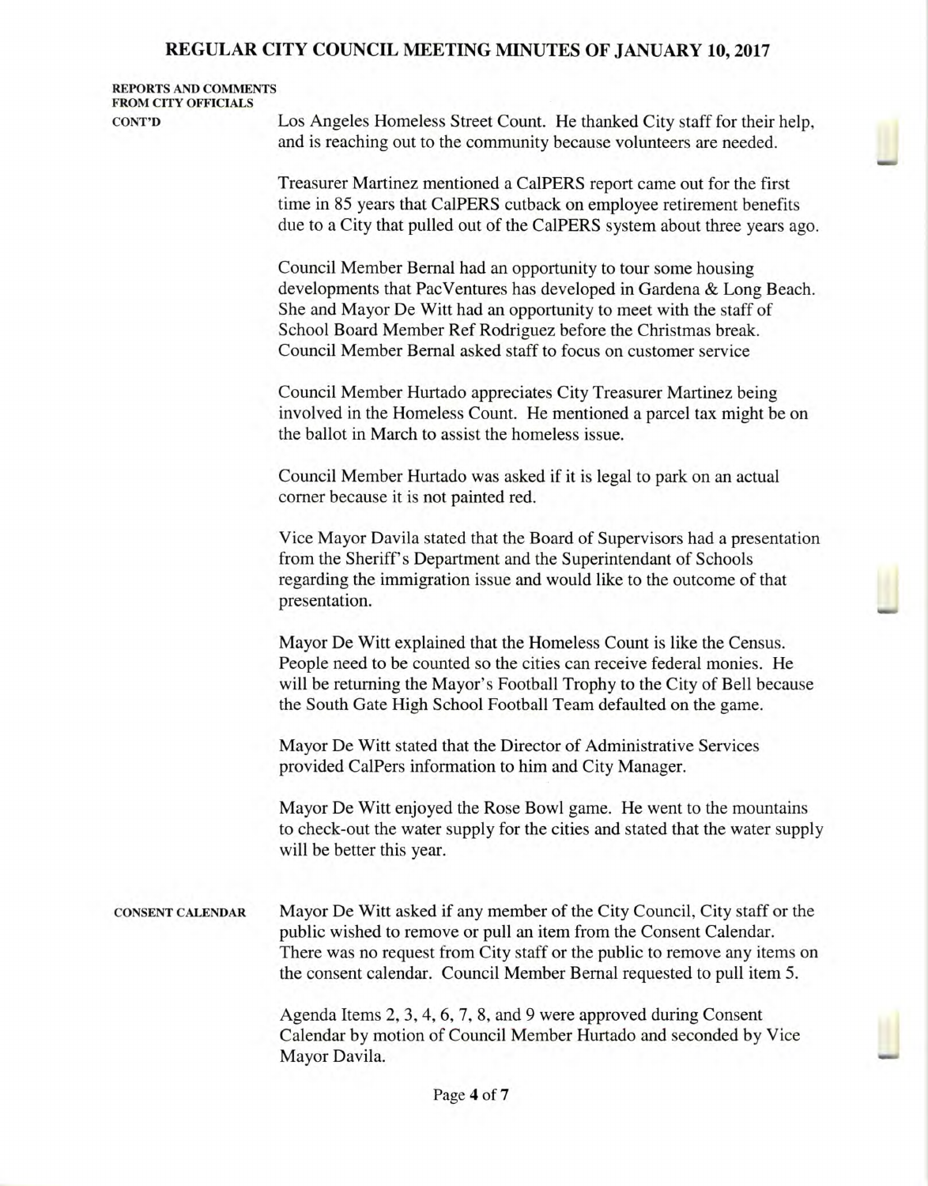**REPORTS AND COMMENTS FROM CITY OFFICIALS CONT'D**

Los Angeles Homeless Street Count. He thanked City staff for their help, and is reaching out to the community because volunteers are needed.

Treasurer Martinez mentioned a CalPERS report came out for the first time in 85 years that CalPERS cutback on employee retirement benefits due to a City that pulled out of the CalPERS system about three years ago.

Council Member Bernal had an opportunity to tour some housing developments that PacVentures has developed in Gardena & Long Beach. She and Mayor De Witt had an opportunity to meet with the staff of School Board Member Ref Rodriguez before the Christmas break. Council Member Bernal asked staff to focus on customer service

Council Member Hurtado appreciates City Treasurer Martinez being involved in the Homeless Count. He mentioned a parcel tax might be on the ballot in March to assist the homeless issue.

Council Member Hurtado was asked if it is legal to park on an actual corner because it is not painted red.

Vice Mayor Davila stated that the Board of Supervisors had a presentation from the Sheriff's Department and the Superintendant of Schools regarding the immigration issue and would like to the outcome of that presentation.

Mayor De Witt explained that the Homeless Count is like the Census. People need to be counted so the cities can receive federal monies. He will be returning the Mayor's Football Trophy to the City of Bell because the South Gate High School Football Team defaulted on the game.

Mayor De Witt stated that the Director of Administrative Services provided CalPers information to him and City Manager.

Mayor De Witt enjoyed the Rose Bowl game. He went to the mountains to check-out the water supply for the cities and stated that the water supply will be better this year.

**CONSENT CALENDAR**

Mayor De Witt asked if any member of the City Council, City staff or the public wished to remove or pull an item from the Consent Calendar. There was no request from City staff or the public to remove any items on the consent calendar. Council Member Bernal requested to pull item 5.

Agenda Items 2, 3, 4, 6, 7, 8, and 9 were approved during Consent Calendar by motion of Council Member Hurtado and seconded by Vice Mayor Davila.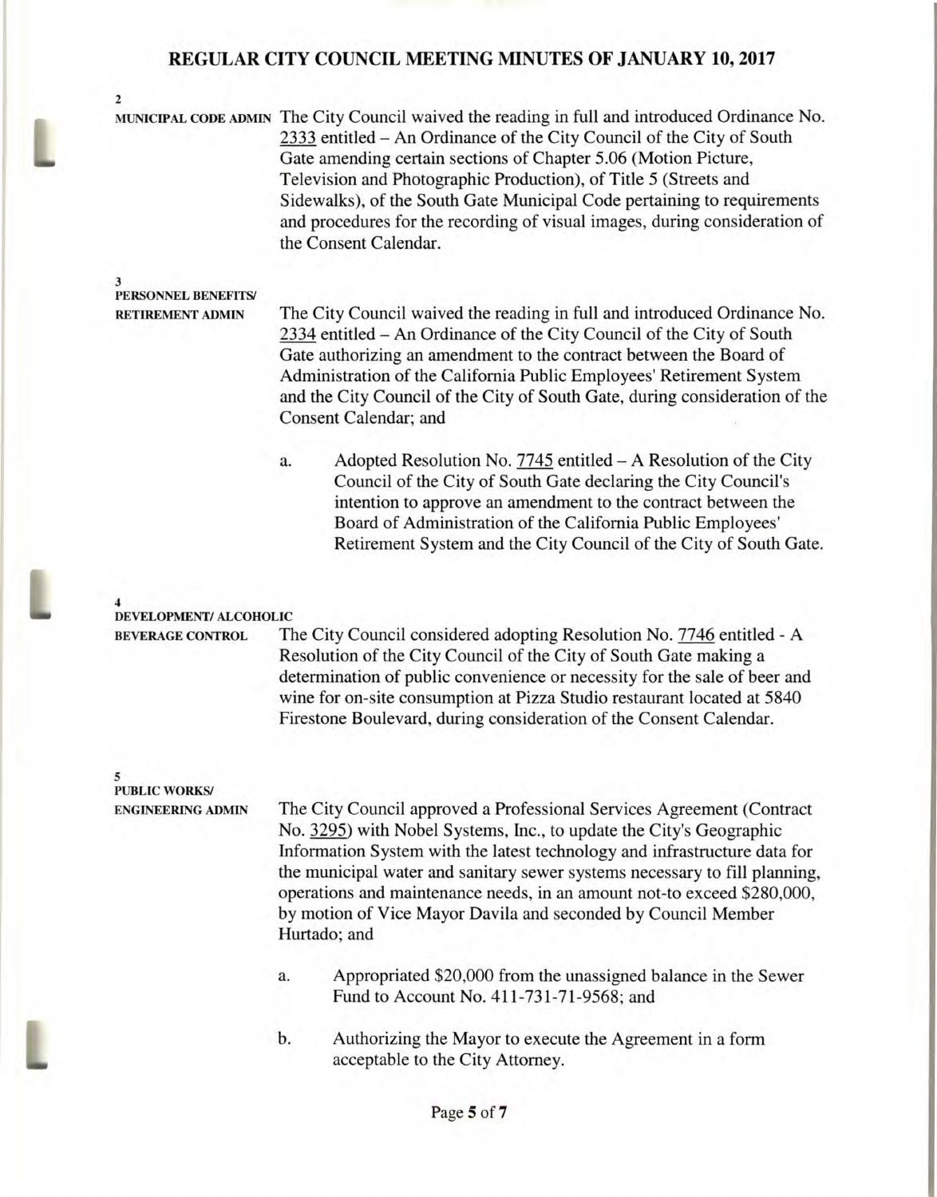**2**
**MUNICIPAL CODE ADMIN**

The City Council waived the reading in full and introduced Ordinance No. 2333 entitled – An Ordinance of the City Council of the City of South Gate amending certain sections of Chapter 5.06 (Motion Picture, Television and Photographic Production), of Title 5 (Streets and Sidewalks), of the South Gate Municipal Code pertaining to requirements and procedures for the recording of visual images, during consideration of the Consent Calendar.

**3**
**PERSONNEL BENEFITS/ RETIREMENT ADMIN**

The City Council waived the reading in full and introduced Ordinance No. 2334 entitled – An Ordinance of the City Council of the City of South Gate authorizing an amendment to the contract between the Board of Administration of the California Public Employees' Retirement System and the City Council of the City of South Gate, during consideration of the Consent Calendar; and

a. Adopted Resolution No. 7745 entitled – A Resolution of the City Council of the City of South Gate declaring the City Council's intention to approve an amendment to the contract between the Board of Administration of the California Public Employees' Retirement System and the City Council of the City of South Gate.

**4**
**DEVELOPMENT/ ALCOHOLIC BEVERAGE CONTROL**

The City Council considered adopting Resolution No. 7746 entitled - A Resolution of the City Council of the City of South Gate making a determination of public convenience or necessity for the sale of beer and wine for on-site consumption at Pizza Studio restaurant located at 5840 Firestone Boulevard, during consideration of the Consent Calendar.

**5**
**PUBLIC WORKS/ ENGINEERING ADMIN**

The City Council approved a Professional Services Agreement (Contract No. 3295) with Nobel Systems, Inc., to update the City's Geographic Information System with the latest technology and infrastructure data for the municipal water and sanitary sewer systems necessary to fill planning, operations and maintenance needs, in an amount not-to exceed $280,000, by motion of Vice Mayor Davila and seconded by Council Member Hurtado; and

a. Appropriated $20,000 from the unassigned balance in the Sewer Fund to Account No. 411-731-71-9568; and

b. Authorizing the Mayor to execute the Agreement in a form acceptable to the City Attorney.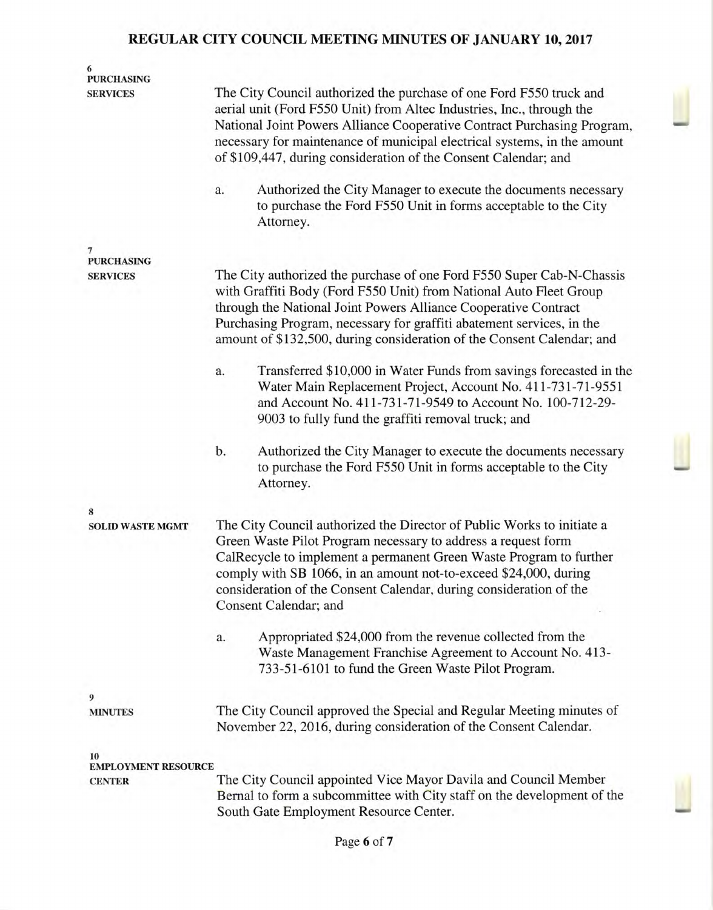**6**
**PURCHASING SERVICES**

The City Council authorized the purchase of one Ford F550 truck and aerial unit (Ford F550 Unit) from Altec Industries, Inc., through the National Joint Powers Alliance Cooperative Contract Purchasing Program, necessary for maintenance of municipal electrical systems, in the amount of $109,447, during consideration of the Consent Calendar; and

a. Authorized the City Manager to execute the documents necessary to purchase the Ford F550 Unit in forms acceptable to the City Attorney.

**7**
**PURCHASING SERVICES**

The City authorized the purchase of one Ford F550 Super Cab-N-Chassis with Graffiti Body (Ford F550 Unit) from National Auto Fleet Group through the National Joint Powers Alliance Cooperative Contract Purchasing Program, necessary for graffiti abatement services, in the amount of $132,500, during consideration of the Consent Calendar; and

a. Transferred $10,000 in Water Funds from savings forecasted in the Water Main Replacement Project, Account No. 411-731-71-9551 and Account No. 411-731-71-9549 to Account No. 100-712-29-9003 to fully fund the graffiti removal truck; and

b. Authorized the City Manager to execute the documents necessary to purchase the Ford F550 Unit in forms acceptable to the City Attorney.

**8**
**SOLID WASTE MGMT**

The City Council authorized the Director of Public Works to initiate a Green Waste Pilot Program necessary to address a request form CalRecycle to implement a permanent Green Waste Program to further comply with SB 1066, in an amount not-to-exceed $24,000, during consideration of the Consent Calendar, during consideration of the Consent Calendar; and

a. Appropriated $24,000 from the revenue collected from the Waste Management Franchise Agreement to Account No. 413-733-51-6101 to fund the Green Waste Pilot Program.

**9**
**MINUTES**

The City Council approved the Special and Regular Meeting minutes of November 22, 2016, during consideration of the Consent Calendar.

**10**
**EMPLOYMENT RESOURCE CENTER**

The City Council appointed Vice Mayor Davila and Council Member Bernal to form a subcommittee with City staff on the development of the South Gate Employment Resource Center.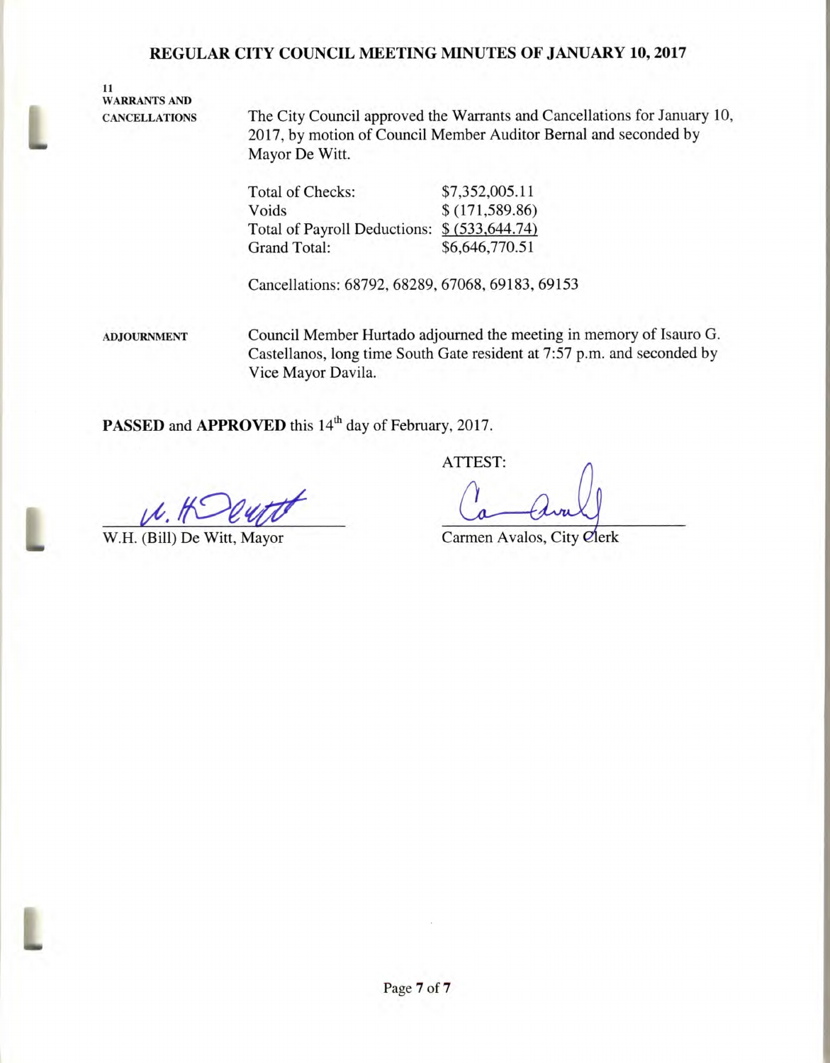**11**
**WARRANTS AND CANCELLATIONS**

The City Council approved the Warrants and Cancellations for January 10, 2017, by motion of Council Member Auditor Bernal and seconded by Mayor De Witt.

| | |
|---|---|
| Total of Checks: | $7,352,005.11 |
| Voids | $ (171,589.86) |
| Total of Payroll Deductions: | $ (533,644.74) |
| Grand Total: | $6,646,770.51 |

Cancellations: 68792, 68289, 67068, 69183, 69153

**ADJOURNMENT**

Council Member Hurtado adjourned the meeting in memory of Isauro G. Castellanos, long time South Gate resident at 7:57 p.m. and seconded by Vice Mayor Davila.

**PASSED** and **APPROVED** this 14th day of February, 2017.

ATTEST:

W.H. (Bill) De Witt, Mayor

Carmen Avalos, City Clerk